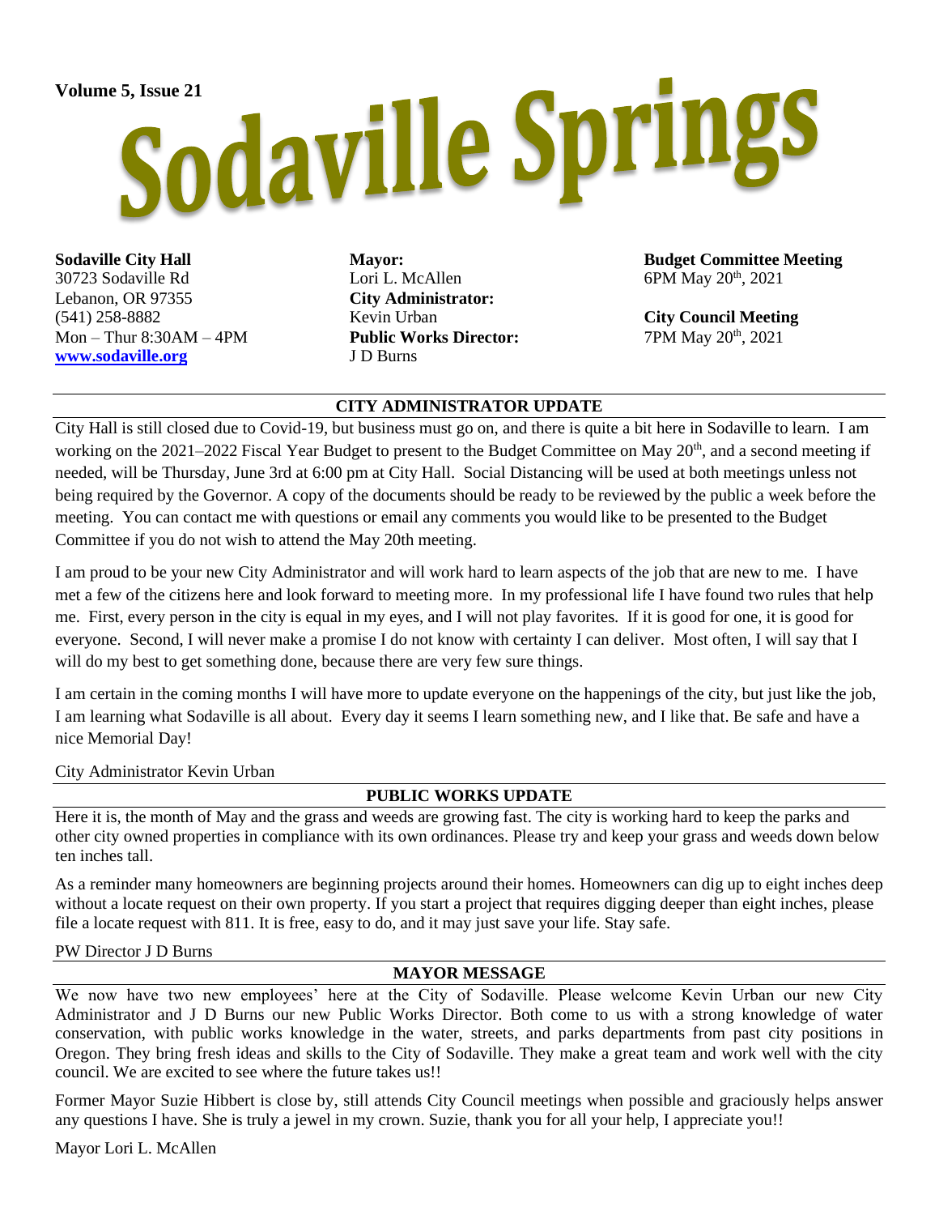Volume 5, Issue 21

# Sodaville Springs

**Sodaville City Hall**
30723 Sodaville Rd
Lebanon, OR 97355
(541) 258-8882
Mon – Thur 8:30AM – 4PM
[www.sodaville.org](http://www.sodaville.org)

**Mayor:**
Lori L. McAllen
**City Administrator:**
Kevin Urban
**Public Works Director:**
J D Burns

**Budget Committee Meeting**
6PM May 20th, 2021

**City Council Meeting**
7PM May 20th, 2021

## CITY ADMINISTRATOR UPDATE

City Hall is still closed due to Covid-19, but business must go on, and there is quite a bit here in Sodaville to learn. I am working on the 2021–2022 Fiscal Year Budget to present to the Budget Committee on May 20th, and a second meeting if needed, will be Thursday, June 3rd at 6:00 pm at City Hall. Social Distancing will be used at both meetings unless not being required by the Governor. A copy of the documents should be ready to be reviewed by the public a week before the meeting. You can contact me with questions or email any comments you would like to be presented to the Budget Committee if you do not wish to attend the May 20th meeting.

I am proud to be your new City Administrator and will work hard to learn aspects of the job that are new to me. I have met a few of the citizens here and look forward to meeting more. In my professional life I have found two rules that help me. First, every person in the city is equal in my eyes, and I will not play favorites. If it is good for one, it is good for everyone. Second, I will never make a promise I do not know with certainty I can deliver. Most often, I will say that I will do my best to get something done, because there are very few sure things.

I am certain in the coming months I will have more to update everyone on the happenings of the city, but just like the job, I am learning what Sodaville is all about. Every day it seems I learn something new, and I like that. Be safe and have a nice Memorial Day!

City Administrator Kevin Urban

## PUBLIC WORKS UPDATE

Here it is, the month of May and the grass and weeds are growing fast. The city is working hard to keep the parks and other city owned properties in compliance with its own ordinances. Please try and keep your grass and weeds down below ten inches tall.

As a reminder many homeowners are beginning projects around their homes. Homeowners can dig up to eight inches deep without a locate request on their own property. If you start a project that requires digging deeper than eight inches, please file a locate request with 811. It is free, easy to do, and it may just save your life. Stay safe.

PW Director J D Burns

## MAYOR MESSAGE

We now have two new employees' here at the City of Sodaville. Please welcome Kevin Urban our new City Administrator and J D Burns our new Public Works Director. Both come to us with a strong knowledge of water conservation, with public works knowledge in the water, streets, and parks departments from past city positions in Oregon. They bring fresh ideas and skills to the City of Sodaville. They make a great team and work well with the city council. We are excited to see where the future takes us!!

Former Mayor Suzie Hibbert is close by, still attends City Council meetings when possible and graciously helps answer any questions I have. She is truly a jewel in my crown. Suzie, thank you for all your help, I appreciate you!!

Mayor Lori L. McAllen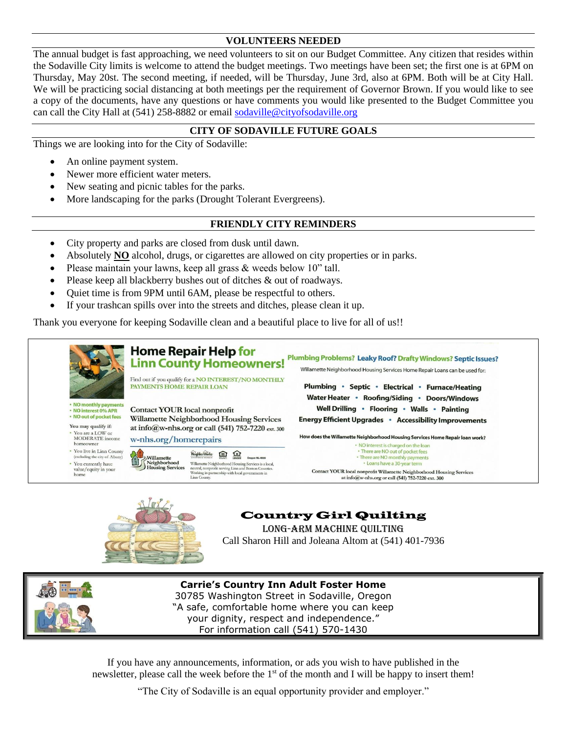## VOLUNTEERS NEEDED

The annual budget is fast approaching, we need volunteers to sit on our Budget Committee. Any citizen that resides within the Sodaville City limits is welcome to attend the budget meetings. Two meetings have been set; the first one is at 6PM on Thursday, May 20st. The second meeting, if needed, will be Thursday, June 3rd, also at 6PM. Both will be at City Hall. We will be practicing social distancing at both meetings per the requirement of Governor Brown. If you would like to see a copy of the documents, have any questions or have comments you would like presented to the Budget Committee you can call the City Hall at (541) 258-8882 or email sodaville@cityofsodaville.org

## CITY OF SODAVILLE FUTURE GOALS

Things we are looking into for the City of Sodaville:

- An online payment system.
- Newer more efficient water meters.
- New seating and picnic tables for the parks.
- More landscaping for the parks (Drought Tolerant Evergreens).

## FRIENDLY CITY REMINDERS

- City property and parks are closed from dusk until dawn.
- Absolutely **NO** alcohol, drugs, or cigarettes are allowed on city properties or in parks.
- Please maintain your lawns, keep all grass & weeds below 10" tall.
- Please keep all blackberry bushes out of ditches & out of roadways.
- Quiet time is from 9PM until 6AM, please be respectful to others.
- If your trashcan spills over into the streets and ditches, please clean it up.

Thank you everyone for keeping Sodaville clean and a beautiful place to live for all of us!!

---

### Home Repair Help for Linn County Homeowners!

Find out if you qualify for a NO INTEREST/NO MONTHLY PAYMENTS HOME REPAIR LOAN

- NO monthly payments
- NO interest 0% APR
- NO out of pocket fees

You may qualify if:
- You are a LOW or MODERATE income homeowner
- You live in Linn County (excluding the city of Albany)
- You currently have value/equity in your home

Contact YOUR local nonprofit Willamette Neighborhood Housing Services at info@w-nhs.org or call (541) 752-7220 ext. 300

w-nhs.org/homerepairs

Willamette Neighborhood Housing Services

Willamette Neighborhood Housing Services is a local, neutral, nonprofit serving Linn and Benton Counties. Working in partnership with local governments in Linn County.

**Plumbing Problems? Leaky Roof? Drafty Windows? Septic Issues?**

Willamette Neighborhood Housing Services Home Repair Loans can be used for:

Plumbing • Septic • Electrical • Furnace/Heating
Water Heater • Roofing/Siding • Doors/Windows
Well Drilling • Flooring • Walls • Painting
Energy Efficient Upgrades • Accessibility Improvements

**How does the Willamette Neighborhood Housing Services Home Repair loan work?**

- NO interest is charged on the loan
- There are NO out of pocket fees
- There are NO monthly payments
- Loans have a 30-year term

Contact YOUR local nonprofit Willamette Neighborhood Housing Services at info@w-nhs.org or call (541) 752-7220 ext. 300

---

### Country Girl Quilting

LONG-ARM MACHINE QUILTING

Call Sharon Hill and Joleana Altom at (541) 401-7936

---

**Carrie's Country Inn Adult Foster Home**

30785 Washington Street in Sodaville, Oregon

"A safe, comfortable home where you can keep your dignity, respect and independence."

For information call (541) 570-1430

---

If you have any announcements, information, or ads you wish to have published in the newsletter, please call the week before the 1st of the month and I will be happy to insert them!

"The City of Sodaville is an equal opportunity provider and employer."